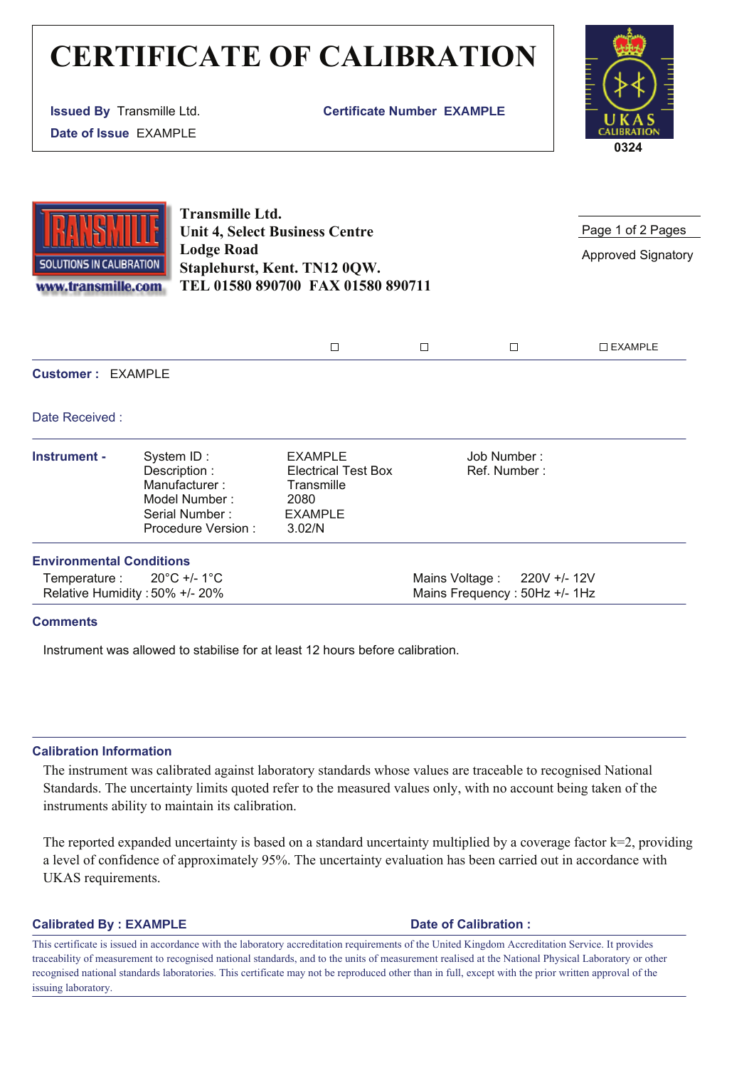# CERTIFICATE OF CALIBRATION

**Issued By** Transmille Ltd. **Certificate Number** EXAMPLE

**Date of Issue** EXAMPLE

0324

**Transmille Ltd.**
**Unit 4, Select Business Centre**
**Lodge Road**
**Staplehurst, Kent. TN12 0QW.**
**TEL 01580 890700 FAX 01580 890711**

Approved Signatory

☐ ☐ ☐ ☐ EXAMPLE

**Customer :** EXAMPLE

Date Received :

| **Instrument -** | System ID : | EXAMPLE | Job Number : |
|---|---|---|---|
| | Description : | Electrical Test Box | Ref. Number : |
| | Manufacturer : | Transmille | |
| | Model Number : | 2080 | |
| | Serial Number : | EXAMPLE | |
| | Procedure Version : | 3.02/N | |

## Environmental Conditions

Temperature : 20°C +/- 1°C
Relative Humidity : 50% +/- 20%

Mains Voltage : 220V +/- 12V
Mains Frequency : 50Hz +/- 1Hz

## Comments

Instrument was allowed to stabilise for at least 12 hours before calibration.

## Calibration Information

The instrument was calibrated against laboratory standards whose values are traceable to recognised National Standards. The uncertainty limits quoted refer to the measured values only, with no account being taken of the instruments ability to maintain its calibration.

The reported expanded uncertainty is based on a standard uncertainty multiplied by a coverage factor k=2, providing a level of confidence of approximately 95%. The uncertainty evaluation has been carried out in accordance with UKAS requirements.

**Calibrated By : EXAMPLE** **Date of Calibration :**

This certificate is issued in accordance with the laboratory accreditation requirements of the United Kingdom Accreditation Service. It provides traceability of measurement to recognised national standards, and to the units of measurement realised at the National Physical Laboratory or other recognised national standards laboratories. This certificate may not be reproduced other than in full, except with the prior written approval of the issuing laboratory.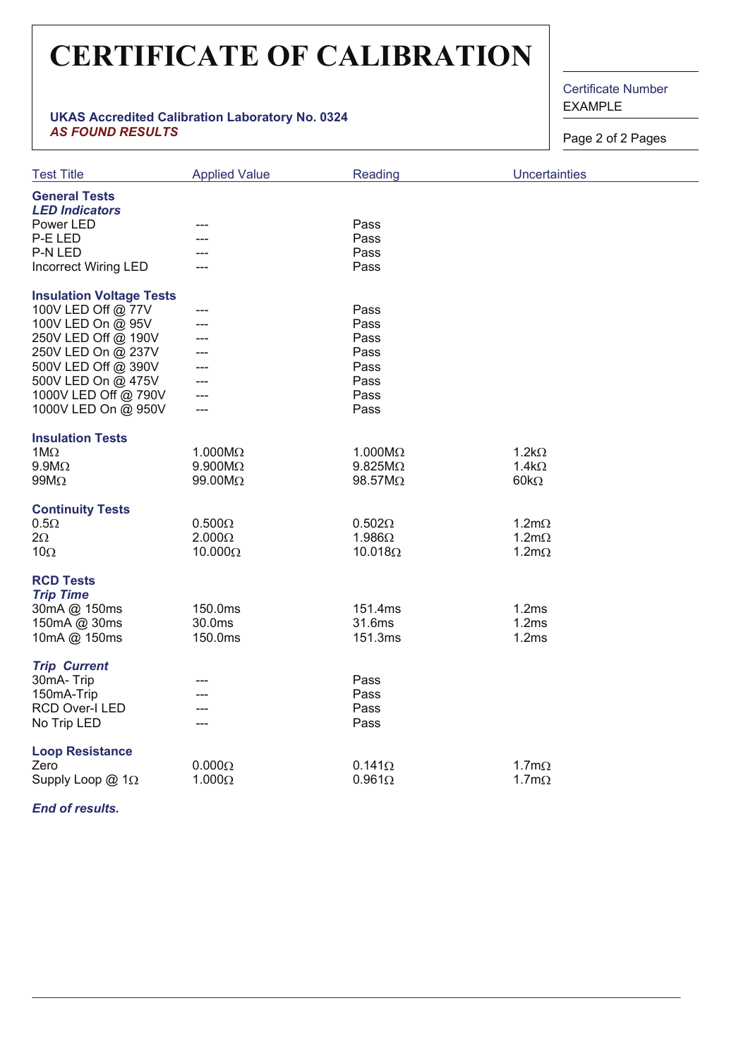# CERTIFICATE OF CALIBRATION

**UKAS Accredited Calibration Laboratory No. 0324**
***AS FOUND RESULTS***

Certificate Number
EXAMPLE

| Test Title | Applied Value | Reading | Uncertainties |
|---|---|---|---|
| **General Tests** | | | |
| ***LED Indicators*** | | | |
| Power LED | --- | Pass | |
| P-E LED | --- | Pass | |
| P-N LED | --- | Pass | |
| Incorrect Wiring LED | --- | Pass | |
| **Insulation Voltage Tests** | | | |
| 100V LED Off @ 77V | --- | Pass | |
| 100V LED On @ 95V | --- | Pass | |
| 250V LED Off @ 190V | --- | Pass | |
| 250V LED On @ 237V | --- | Pass | |
| 500V LED Off @ 390V | --- | Pass | |
| 500V LED On @ 475V | --- | Pass | |
| 1000V LED Off @ 790V | --- | Pass | |
| 1000V LED On @ 950V | --- | Pass | |
| **Insulation Tests** | | | |
| 1MΩ | 1.000MΩ | 1.000MΩ | 1.2kΩ |
| 9.9MΩ | 9.900MΩ | 9.825MΩ | 1.4kΩ |
| 99MΩ | 99.00MΩ | 98.57MΩ | 60kΩ |
| **Continuity Tests** | | | |
| 0.5Ω | 0.500Ω | 0.502Ω | 1.2mΩ |
| 2Ω | 2.000Ω | 1.986Ω | 1.2mΩ |
| 10Ω | 10.000Ω | 10.018Ω | 1.2mΩ |
| **RCD Tests** | | | |
| ***Trip Time*** | | | |
| 30mA @ 150ms | 150.0ms | 151.4ms | 1.2ms |
| 150mA @ 30ms | 30.0ms | 31.6ms | 1.2ms |
| 10mA @ 150ms | 150.0ms | 151.3ms | 1.2ms |
| ***Trip Current*** | | | |
| 30mA- Trip | --- | Pass | |
| 150mA-Trip | --- | Pass | |
| RCD Over-I LED | --- | Pass | |
| No Trip LED | --- | Pass | |
| **Loop Resistance** | | | |
| Zero | 0.000Ω | 0.141Ω | 1.7mΩ |
| Supply Loop @ 1Ω | 1.000Ω | 0.961Ω | 1.7mΩ |

***End of results.***